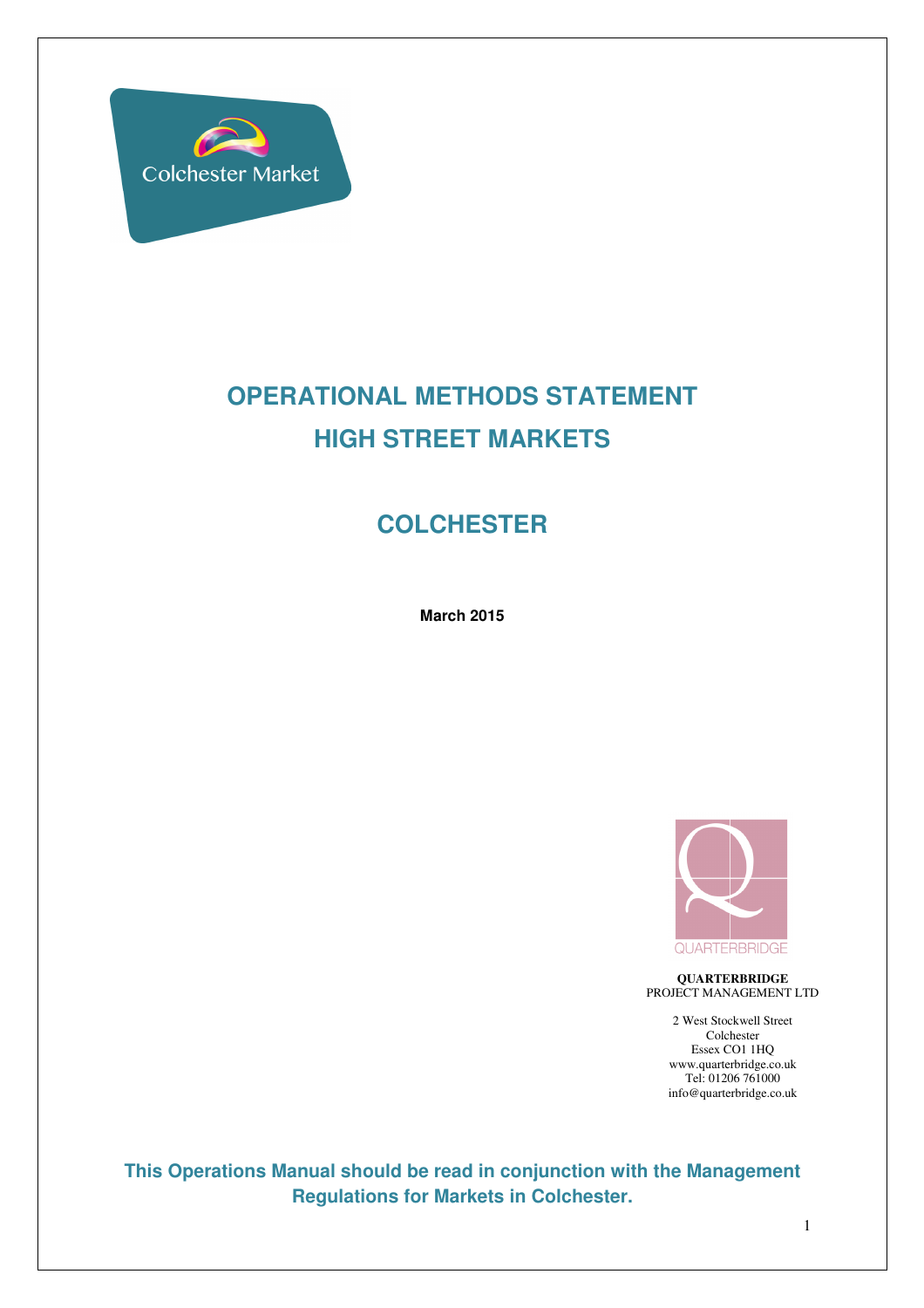Colchester Market

# OPERATIONAL METHODS STATEMENT
# HIGH STREET MARKETS

## COLCHESTER

**March 2015**

QUARTERBRIDGE

**QUARTERBRIDGE**
PROJECT MANAGEMENT LTD

2 West Stockwell Street
Colchester
Essex CO1 1HQ
www.quarterbridge.co.uk
Tel: 01206 761000
info@quarterbridge.co.uk

**This Operations Manual should be read in conjunction with the Management Regulations for Markets in Colchester.**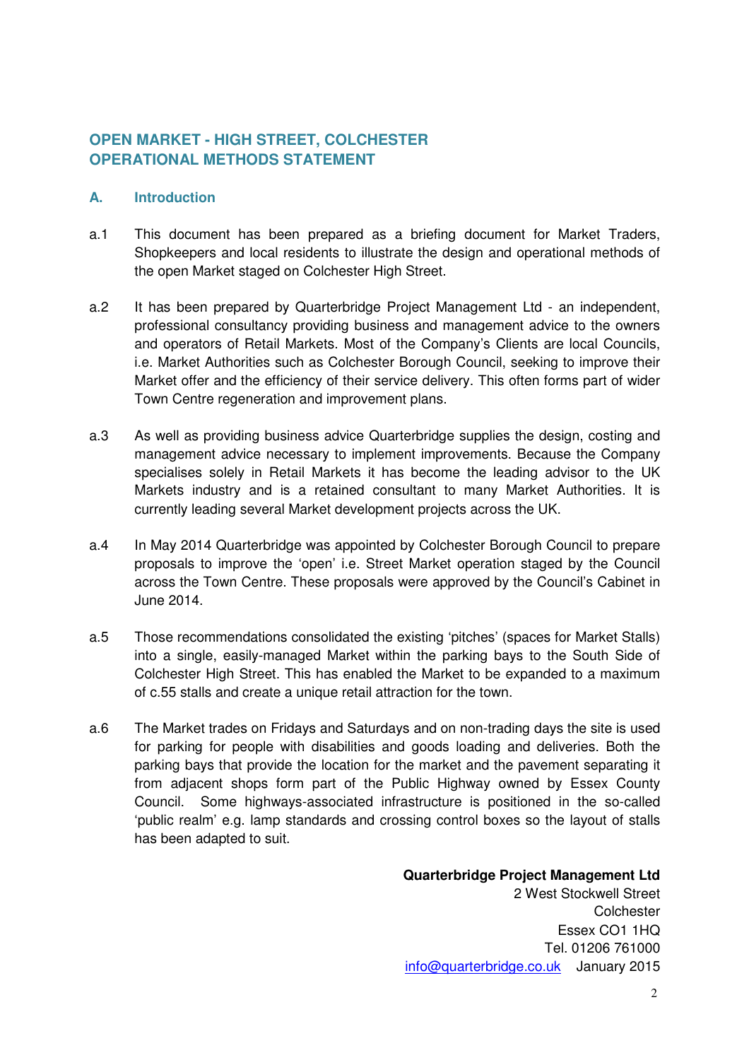## OPEN MARKET - HIGH STREET, COLCHESTER
## OPERATIONAL METHODS STATEMENT

### A. Introduction

a.1 This document has been prepared as a briefing document for Market Traders, Shopkeepers and local residents to illustrate the design and operational methods of the open Market staged on Colchester High Street.

a.2 It has been prepared by Quarterbridge Project Management Ltd - an independent, professional consultancy providing business and management advice to the owners and operators of Retail Markets. Most of the Company's Clients are local Councils, i.e. Market Authorities such as Colchester Borough Council, seeking to improve their Market offer and the efficiency of their service delivery. This often forms part of wider Town Centre regeneration and improvement plans.

a.3 As well as providing business advice Quarterbridge supplies the design, costing and management advice necessary to implement improvements. Because the Company specialises solely in Retail Markets it has become the leading advisor to the UK Markets industry and is a retained consultant to many Market Authorities. It is currently leading several Market development projects across the UK.

a.4 In May 2014 Quarterbridge was appointed by Colchester Borough Council to prepare proposals to improve the 'open' i.e. Street Market operation staged by the Council across the Town Centre. These proposals were approved by the Council's Cabinet in June 2014.

a.5 Those recommendations consolidated the existing 'pitches' (spaces for Market Stalls) into a single, easily-managed Market within the parking bays to the South Side of Colchester High Street. This has enabled the Market to be expanded to a maximum of c.55 stalls and create a unique retail attraction for the town.

a.6 The Market trades on Fridays and Saturdays and on non-trading days the site is used for parking for people with disabilities and goods loading and deliveries. Both the parking bays that provide the location for the market and the pavement separating it from adjacent shops form part of the Public Highway owned by Essex County Council. Some highways-associated infrastructure is positioned in the so-called 'public realm' e.g. lamp standards and crossing control boxes so the layout of stalls has been adapted to suit.

**Quarterbridge Project Management Ltd**
2 West Stockwell Street
Colchester
Essex CO1 1HQ
Tel. 01206 761000
info@quarterbridge.co.uk January 2015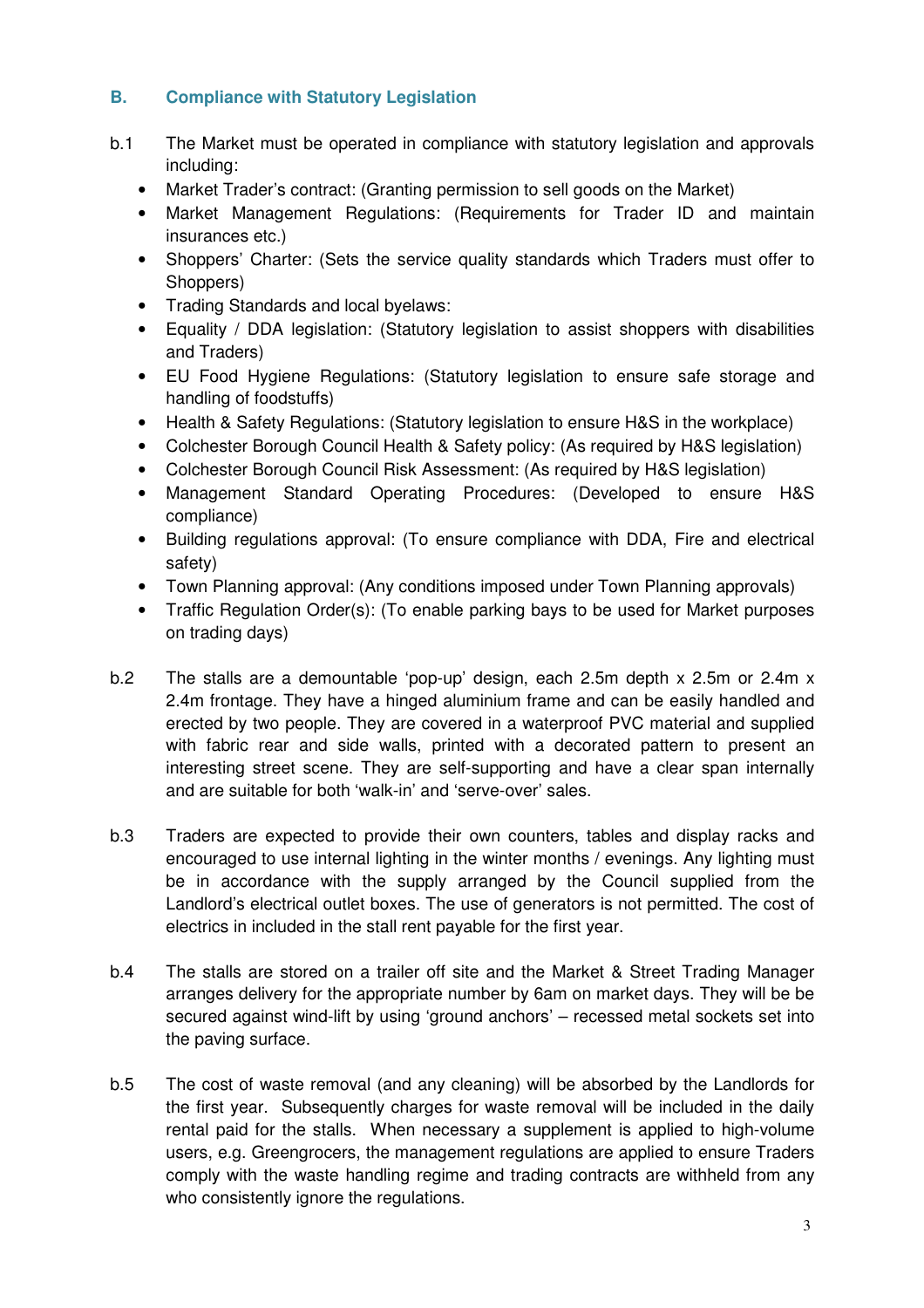## B. Compliance with Statutory Legislation

b.1 The Market must be operated in compliance with statutory legislation and approvals including:

- Market Trader's contract: (Granting permission to sell goods on the Market)
- Market Management Regulations: (Requirements for Trader ID and maintain insurances etc.)
- Shoppers' Charter: (Sets the service quality standards which Traders must offer to Shoppers)
- Trading Standards and local byelaws:
- Equality / DDA legislation: (Statutory legislation to assist shoppers with disabilities and Traders)
- EU Food Hygiene Regulations: (Statutory legislation to ensure safe storage and handling of foodstuffs)
- Health & Safety Regulations: (Statutory legislation to ensure H&S in the workplace)
- Colchester Borough Council Health & Safety policy: (As required by H&S legislation)
- Colchester Borough Council Risk Assessment: (As required by H&S legislation)
- Management Standard Operating Procedures: (Developed to ensure H&S compliance)
- Building regulations approval: (To ensure compliance with DDA, Fire and electrical safety)
- Town Planning approval: (Any conditions imposed under Town Planning approvals)
- Traffic Regulation Order(s): (To enable parking bays to be used for Market purposes on trading days)

b.2 The stalls are a demountable 'pop-up' design, each 2.5m depth x 2.5m or 2.4m x 2.4m frontage. They have a hinged aluminium frame and can be easily handled and erected by two people. They are covered in a waterproof PVC material and supplied with fabric rear and side walls, printed with a decorated pattern to present an interesting street scene. They are self-supporting and have a clear span internally and are suitable for both 'walk-in' and 'serve-over' sales.

b.3 Traders are expected to provide their own counters, tables and display racks and encouraged to use internal lighting in the winter months / evenings. Any lighting must be in accordance with the supply arranged by the Council supplied from the Landlord's electrical outlet boxes. The use of generators is not permitted. The cost of electrics in included in the stall rent payable for the first year.

b.4 The stalls are stored on a trailer off site and the Market & Street Trading Manager arranges delivery for the appropriate number by 6am on market days. They will be be secured against wind-lift by using 'ground anchors' – recessed metal sockets set into the paving surface.

b.5 The cost of waste removal (and any cleaning) will be absorbed by the Landlords for the first year. Subsequently charges for waste removal will be included in the daily rental paid for the stalls. When necessary a supplement is applied to high-volume users, e.g. Greengrocers, the management regulations are applied to ensure Traders comply with the waste handling regime and trading contracts are withheld from any who consistently ignore the regulations.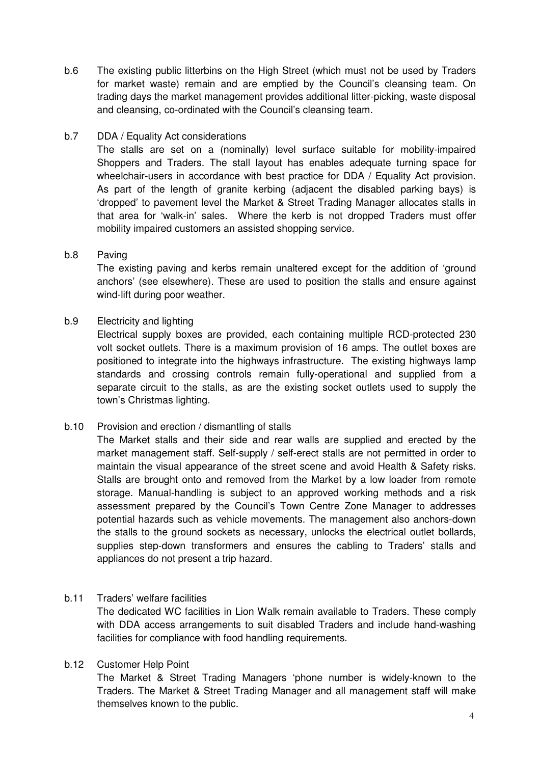b.6 The existing public litterbins on the High Street (which must not be used by Traders for market waste) remain and are emptied by the Council's cleansing team. On trading days the market management provides additional litter-picking, waste disposal and cleansing, co-ordinated with the Council's cleansing team.

b.7 DDA / Equality Act considerations

The stalls are set on a (nominally) level surface suitable for mobility-impaired Shoppers and Traders. The stall layout has enables adequate turning space for wheelchair-users in accordance with best practice for DDA / Equality Act provision. As part of the length of granite kerbing (adjacent the disabled parking bays) is 'dropped' to pavement level the Market & Street Trading Manager allocates stalls in that area for 'walk-in' sales. Where the kerb is not dropped Traders must offer mobility impaired customers an assisted shopping service.

b.8 Paving

The existing paving and kerbs remain unaltered except for the addition of 'ground anchors' (see elsewhere). These are used to position the stalls and ensure against wind-lift during poor weather.

b.9 Electricity and lighting

Electrical supply boxes are provided, each containing multiple RCD-protected 230 volt socket outlets. There is a maximum provision of 16 amps. The outlet boxes are positioned to integrate into the highways infrastructure. The existing highways lamp standards and crossing controls remain fully-operational and supplied from a separate circuit to the stalls, as are the existing socket outlets used to supply the town's Christmas lighting.

b.10 Provision and erection / dismantling of stalls

The Market stalls and their side and rear walls are supplied and erected by the market management staff. Self-supply / self-erect stalls are not permitted in order to maintain the visual appearance of the street scene and avoid Health & Safety risks. Stalls are brought onto and removed from the Market by a low loader from remote storage. Manual-handling is subject to an approved working methods and a risk assessment prepared by the Council's Town Centre Zone Manager to addresses potential hazards such as vehicle movements. The management also anchors-down the stalls to the ground sockets as necessary, unlocks the electrical outlet bollards, supplies step-down transformers and ensures the cabling to Traders' stalls and appliances do not present a trip hazard.

b.11 Traders' welfare facilities

The dedicated WC facilities in Lion Walk remain available to Traders. These comply with DDA access arrangements to suit disabled Traders and include hand-washing facilities for compliance with food handling requirements.

b.12 Customer Help Point

The Market & Street Trading Managers 'phone number is widely-known to the Traders. The Market & Street Trading Manager and all management staff will make themselves known to the public.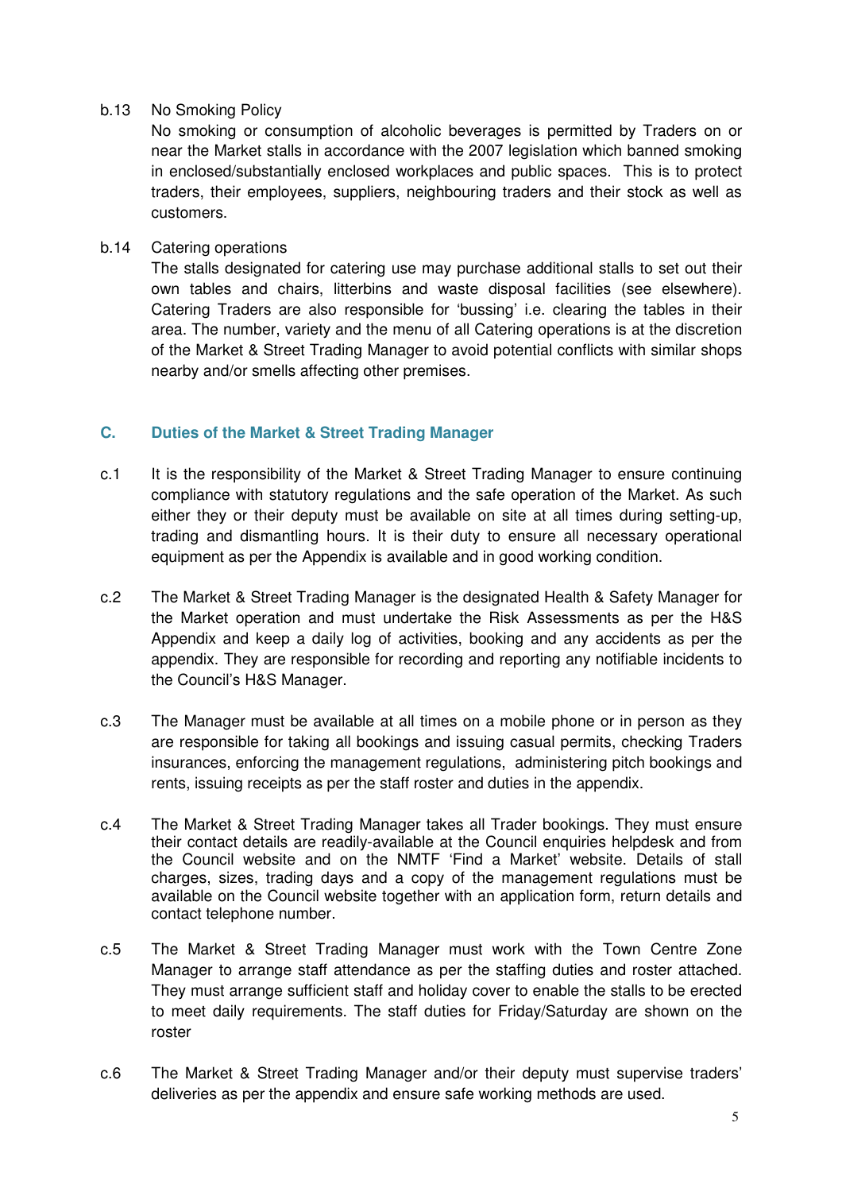b.13 No Smoking Policy

No smoking or consumption of alcoholic beverages is permitted by Traders on or near the Market stalls in accordance with the 2007 legislation which banned smoking in enclosed/substantially enclosed workplaces and public spaces. This is to protect traders, their employees, suppliers, neighbouring traders and their stock as well as customers.

b.14 Catering operations

The stalls designated for catering use may purchase additional stalls to set out their own tables and chairs, litterbins and waste disposal facilities (see elsewhere). Catering Traders are also responsible for 'bussing' i.e. clearing the tables in their area. The number, variety and the menu of all Catering operations is at the discretion of the Market & Street Trading Manager to avoid potential conflicts with similar shops nearby and/or smells affecting other premises.

## C. Duties of the Market & Street Trading Manager

c.1 It is the responsibility of the Market & Street Trading Manager to ensure continuing compliance with statutory regulations and the safe operation of the Market. As such either they or their deputy must be available on site at all times during setting-up, trading and dismantling hours. It is their duty to ensure all necessary operational equipment as per the Appendix is available and in good working condition.

c.2 The Market & Street Trading Manager is the designated Health & Safety Manager for the Market operation and must undertake the Risk Assessments as per the H&S Appendix and keep a daily log of activities, booking and any accidents as per the appendix. They are responsible for recording and reporting any notifiable incidents to the Council's H&S Manager.

c.3 The Manager must be available at all times on a mobile phone or in person as they are responsible for taking all bookings and issuing casual permits, checking Traders insurances, enforcing the management regulations, administering pitch bookings and rents, issuing receipts as per the staff roster and duties in the appendix.

c.4 The Market & Street Trading Manager takes all Trader bookings. They must ensure their contact details are readily-available at the Council enquiries helpdesk and from the Council website and on the NMTF 'Find a Market' website. Details of stall charges, sizes, trading days and a copy of the management regulations must be available on the Council website together with an application form, return details and contact telephone number.

c.5 The Market & Street Trading Manager must work with the Town Centre Zone Manager to arrange staff attendance as per the staffing duties and roster attached. They must arrange sufficient staff and holiday cover to enable the stalls to be erected to meet daily requirements. The staff duties for Friday/Saturday are shown on the roster

c.6 The Market & Street Trading Manager and/or their deputy must supervise traders' deliveries as per the appendix and ensure safe working methods are used.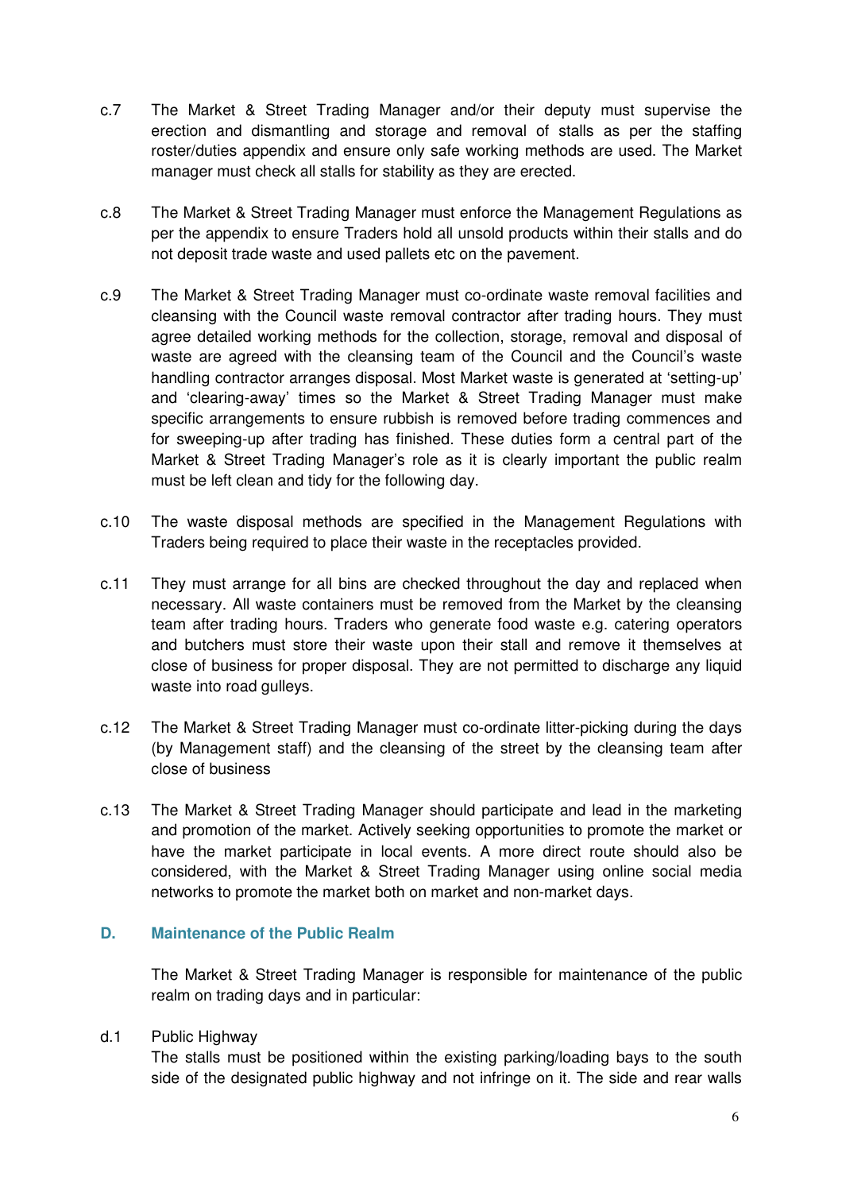c.7 The Market & Street Trading Manager and/or their deputy must supervise the erection and dismantling and storage and removal of stalls as per the staffing roster/duties appendix and ensure only safe working methods are used. The Market manager must check all stalls for stability as they are erected.

c.8 The Market & Street Trading Manager must enforce the Management Regulations as per the appendix to ensure Traders hold all unsold products within their stalls and do not deposit trade waste and used pallets etc on the pavement.

c.9 The Market & Street Trading Manager must co-ordinate waste removal facilities and cleansing with the Council waste removal contractor after trading hours. They must agree detailed working methods for the collection, storage, removal and disposal of waste are agreed with the cleansing team of the Council and the Council's waste handling contractor arranges disposal. Most Market waste is generated at 'setting-up' and 'clearing-away' times so the Market & Street Trading Manager must make specific arrangements to ensure rubbish is removed before trading commences and for sweeping-up after trading has finished. These duties form a central part of the Market & Street Trading Manager's role as it is clearly important the public realm must be left clean and tidy for the following day.

c.10 The waste disposal methods are specified in the Management Regulations with Traders being required to place their waste in the receptacles provided.

c.11 They must arrange for all bins are checked throughout the day and replaced when necessary. All waste containers must be removed from the Market by the cleansing team after trading hours. Traders who generate food waste e.g. catering operators and butchers must store their waste upon their stall and remove it themselves at close of business for proper disposal. They are not permitted to discharge any liquid waste into road gulleys.

c.12 The Market & Street Trading Manager must co-ordinate litter-picking during the days (by Management staff) and the cleansing of the street by the cleansing team after close of business

c.13 The Market & Street Trading Manager should participate and lead in the marketing and promotion of the market. Actively seeking opportunities to promote the market or have the market participate in local events. A more direct route should also be considered, with the Market & Street Trading Manager using online social media networks to promote the market both on market and non-market days.

## D. Maintenance of the Public Realm

The Market & Street Trading Manager is responsible for maintenance of the public realm on trading days and in particular:

d.1 Public Highway

The stalls must be positioned within the existing parking/loading bays to the south side of the designated public highway and not infringe on it. The side and rear walls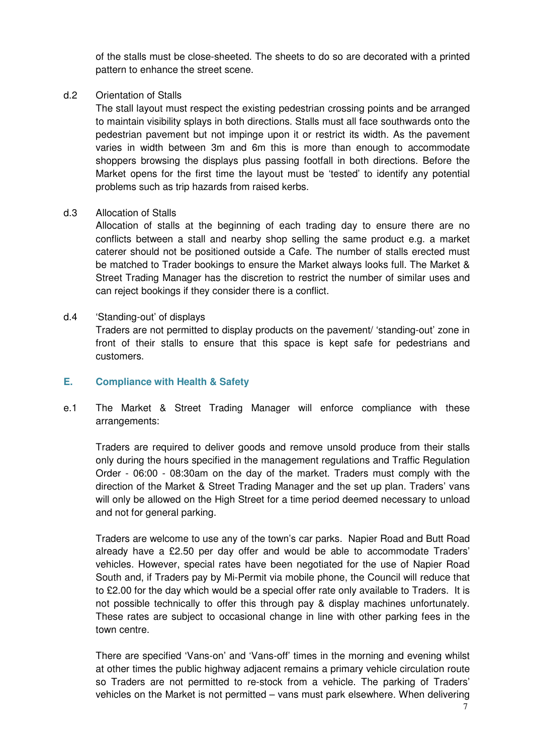of the stalls must be close-sheeted. The sheets to do so are decorated with a printed pattern to enhance the street scene.

d.2 Orientation of Stalls

The stall layout must respect the existing pedestrian crossing points and be arranged to maintain visibility splays in both directions. Stalls must all face southwards onto the pedestrian pavement but not impinge upon it or restrict its width. As the pavement varies in width between 3m and 6m this is more than enough to accommodate shoppers browsing the displays plus passing footfall in both directions. Before the Market opens for the first time the layout must be 'tested' to identify any potential problems such as trip hazards from raised kerbs.

d.3 Allocation of Stalls

Allocation of stalls at the beginning of each trading day to ensure there are no conflicts between a stall and nearby shop selling the same product e.g. a market caterer should not be positioned outside a Cafe. The number of stalls erected must be matched to Trader bookings to ensure the Market always looks full. The Market & Street Trading Manager has the discretion to restrict the number of similar uses and can reject bookings if they consider there is a conflict.

d.4 'Standing-out' of displays

Traders are not permitted to display products on the pavement/ 'standing-out' zone in front of their stalls to ensure that this space is kept safe for pedestrians and customers.

## E. Compliance with Health & Safety

e.1 The Market & Street Trading Manager will enforce compliance with these arrangements:

Traders are required to deliver goods and remove unsold produce from their stalls only during the hours specified in the management regulations and Traffic Regulation Order - 06:00 - 08:30am on the day of the market. Traders must comply with the direction of the Market & Street Trading Manager and the set up plan. Traders' vans will only be allowed on the High Street for a time period deemed necessary to unload and not for general parking.

Traders are welcome to use any of the town's car parks. Napier Road and Butt Road already have a £2.50 per day offer and would be able to accommodate Traders' vehicles. However, special rates have been negotiated for the use of Napier Road South and, if Traders pay by Mi-Permit via mobile phone, the Council will reduce that to £2.00 for the day which would be a special offer rate only available to Traders. It is not possible technically to offer this through pay & display machines unfortunately. These rates are subject to occasional change in line with other parking fees in the town centre.

There are specified 'Vans-on' and 'Vans-off' times in the morning and evening whilst at other times the public highway adjacent remains a primary vehicle circulation route so Traders are not permitted to re-stock from a vehicle. The parking of Traders' vehicles on the Market is not permitted – vans must park elsewhere. When delivering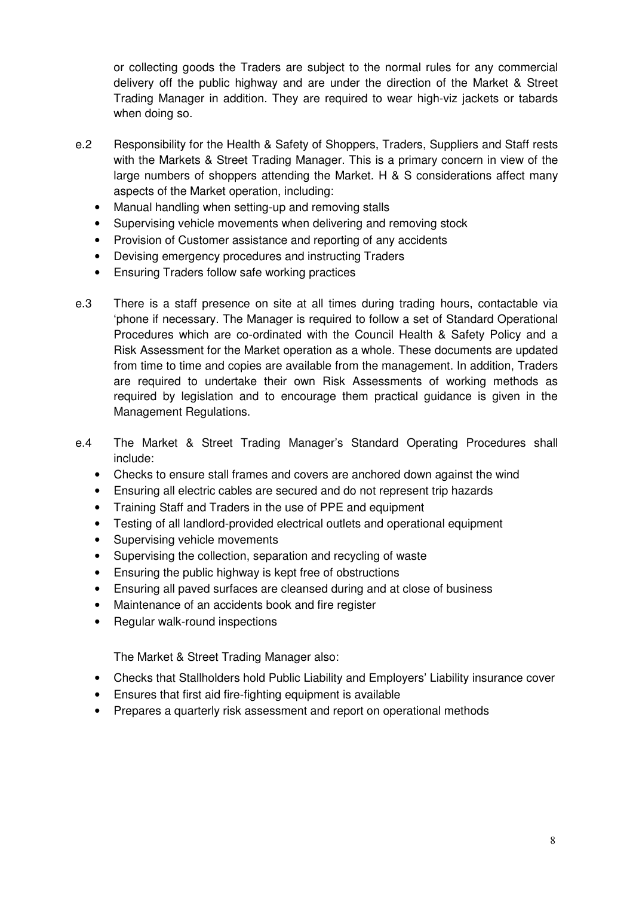or collecting goods the Traders are subject to the normal rules for any commercial delivery off the public highway and are under the direction of the Market & Street Trading Manager in addition. They are required to wear high-viz jackets or tabards when doing so.

e.2 Responsibility for the Health & Safety of Shoppers, Traders, Suppliers and Staff rests with the Markets & Street Trading Manager. This is a primary concern in view of the large numbers of shoppers attending the Market. H & S considerations affect many aspects of the Market operation, including:

- Manual handling when setting-up and removing stalls
- Supervising vehicle movements when delivering and removing stock
- Provision of Customer assistance and reporting of any accidents
- Devising emergency procedures and instructing Traders
- Ensuring Traders follow safe working practices

e.3 There is a staff presence on site at all times during trading hours, contactable via 'phone if necessary. The Manager is required to follow a set of Standard Operational Procedures which are co-ordinated with the Council Health & Safety Policy and a Risk Assessment for the Market operation as a whole. These documents are updated from time to time and copies are available from the management. In addition, Traders are required to undertake their own Risk Assessments of working methods as required by legislation and to encourage them practical guidance is given in the Management Regulations.

e.4 The Market & Street Trading Manager's Standard Operating Procedures shall include:

- Checks to ensure stall frames and covers are anchored down against the wind
- Ensuring all electric cables are secured and do not represent trip hazards
- Training Staff and Traders in the use of PPE and equipment
- Testing of all landlord-provided electrical outlets and operational equipment
- Supervising vehicle movements
- Supervising the collection, separation and recycling of waste
- Ensuring the public highway is kept free of obstructions
- Ensuring all paved surfaces are cleansed during and at close of business
- Maintenance of an accidents book and fire register
- Regular walk-round inspections

The Market & Street Trading Manager also:

- Checks that Stallholders hold Public Liability and Employers' Liability insurance cover
- Ensures that first aid fire-fighting equipment is available
- Prepares a quarterly risk assessment and report on operational methods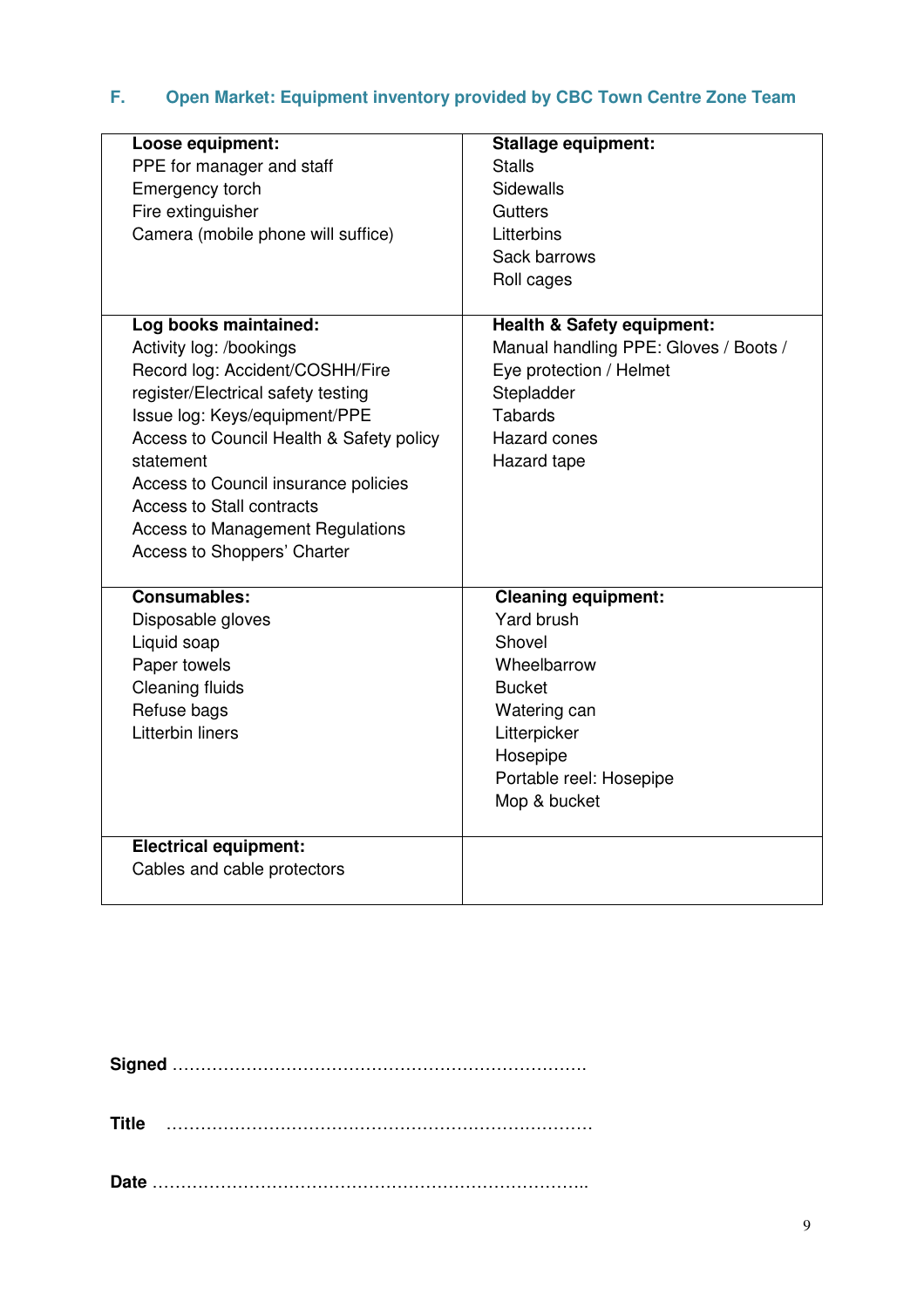## F. Open Market: Equipment inventory provided by CBC Town Centre Zone Team

| | |
|---|---|
| **Loose equipment:**<br>PPE for manager and staff<br>Emergency torch<br>Fire extinguisher<br>Camera (mobile phone will suffice) | **Stallage equipment:**<br>Stalls<br>Sidewalls<br>Gutters<br>Litterbins<br>Sack barrows<br>Roll cages |
| **Log books maintained:**<br>Activity log: /bookings<br>Record log: Accident/COSHH/Fire register/Electrical safety testing<br>Issue log: Keys/equipment/PPE<br>Access to Council Health & Safety policy statement<br>Access to Council insurance policies<br>Access to Stall contracts<br>Access to Management Regulations<br>Access to Shoppers' Charter | **Health & Safety equipment:**<br>Manual handling PPE: Gloves / Boots / Eye protection / Helmet<br>Stepladder<br>Tabards<br>Hazard cones<br>Hazard tape |
| **Consumables:**<br>Disposable gloves<br>Liquid soap<br>Paper towels<br>Cleaning fluids<br>Refuse bags<br>Litterbin liners | **Cleaning equipment:**<br>Yard brush<br>Shovel<br>Wheelbarrow<br>Bucket<br>Watering can<br>Litterpicker<br>Hosepipe<br>Portable reel: Hosepipe<br>Mop & bucket |
| **Electrical equipment:**<br>Cables and cable protectors | |

**Signed** ……………………………………………………………….

**Title** ……………………………………………………………….

**Date** ……………………………………………………………….